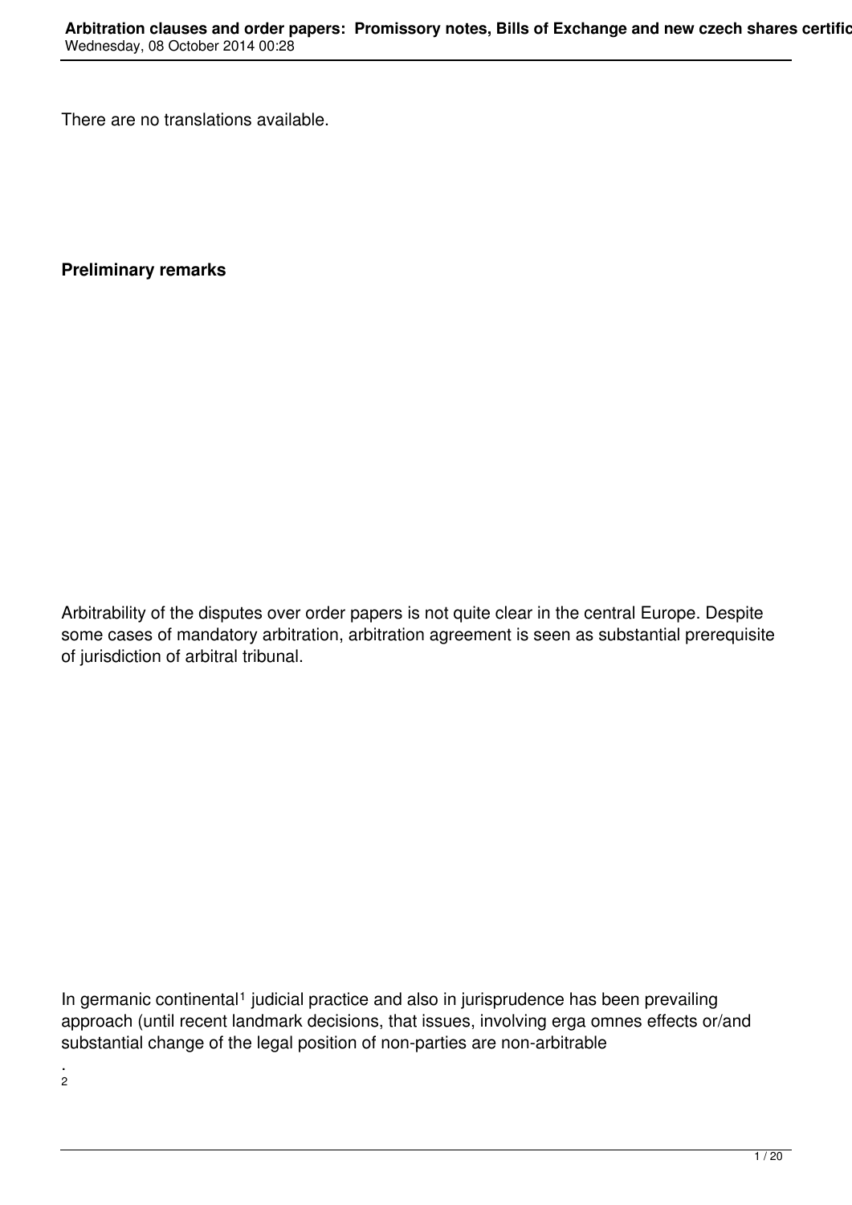There are no translations available.

**Preliminary remarks**

Arbitrability of the disputes over order papers is not quite clear in the central Europe. Despite some cases of mandatory arbitration, arbitration agreement is seen as substantial prerequisite of jurisdiction of arbitral tribunal.

In germanic continental[1] judicial practice and also in jurisprudence has been prevailing approach (until recent landmark decisions, that issues, involving erga omnes effects or/and substantial change of the legal position of non-parties are non-arbitrable

.
[2]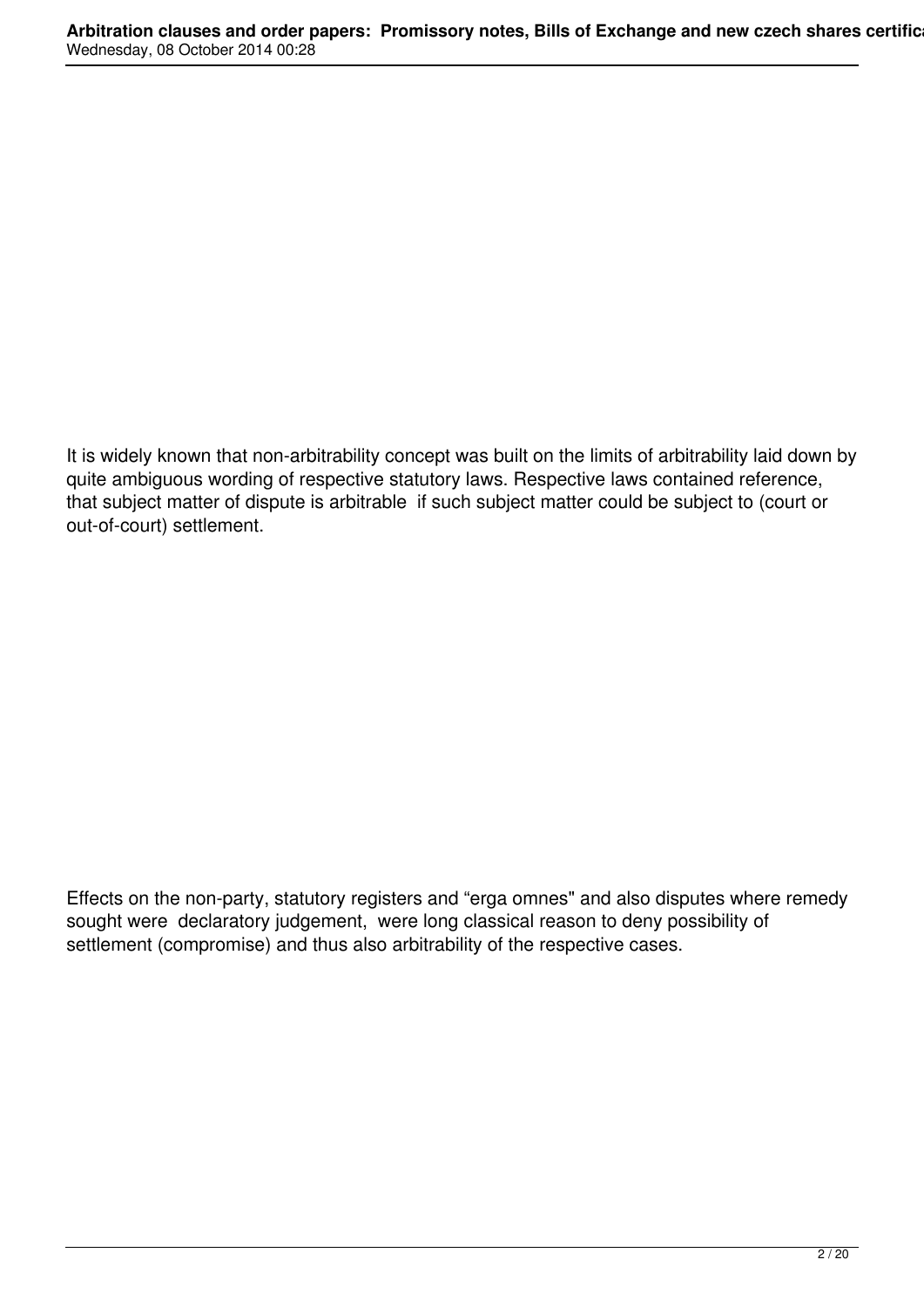It is widely known that non-arbitrability concept was built on the limits of arbitrability laid down by quite ambiguous wording of respective statutory laws. Respective laws contained reference, that subject matter of dispute is arbitrable if such subject matter could be subject to (court or out-of-court) settlement.

Effects on the non-party, statutory registers and "erga omnes" and also disputes where remedy sought were declaratory judgement, were long classical reason to deny possibility of settlement (compromise) and thus also arbitrability of the respective cases.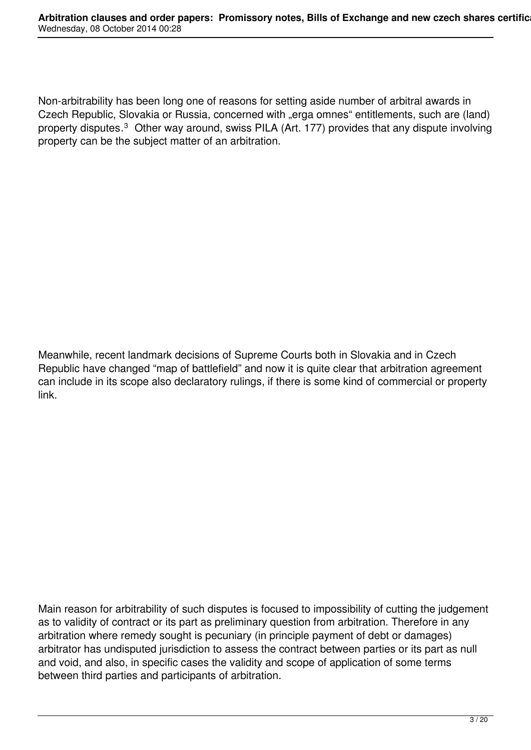Non-arbitrability has been long one of reasons for setting aside number of arbitral awards in Czech Republic, Slovakia or Russia, concerned with „erga omnes" entitlements, such are (land) property disputes.[3] Other way around, swiss PILA (Art. 177) provides that any dispute involving property can be the subject matter of an arbitration.

Meanwhile, recent landmark decisions of Supreme Courts both in Slovakia and in Czech Republic have changed "map of battlefield" and now it is quite clear that arbitration agreement can include in its scope also declaratory rulings, if there is some kind of commercial or property link.

Main reason for arbitrability of such disputes is focused to impossibility of cutting the judgement as to validity of contract or its part as preliminary question from arbitration. Therefore in any arbitration where remedy sought is pecuniary (in principle payment of debt or damages) arbitrator has undisputed jurisdiction to assess the contract between parties or its part as null and void, and also, in specific cases the validity and scope of application of some terms between third parties and participants of arbitration.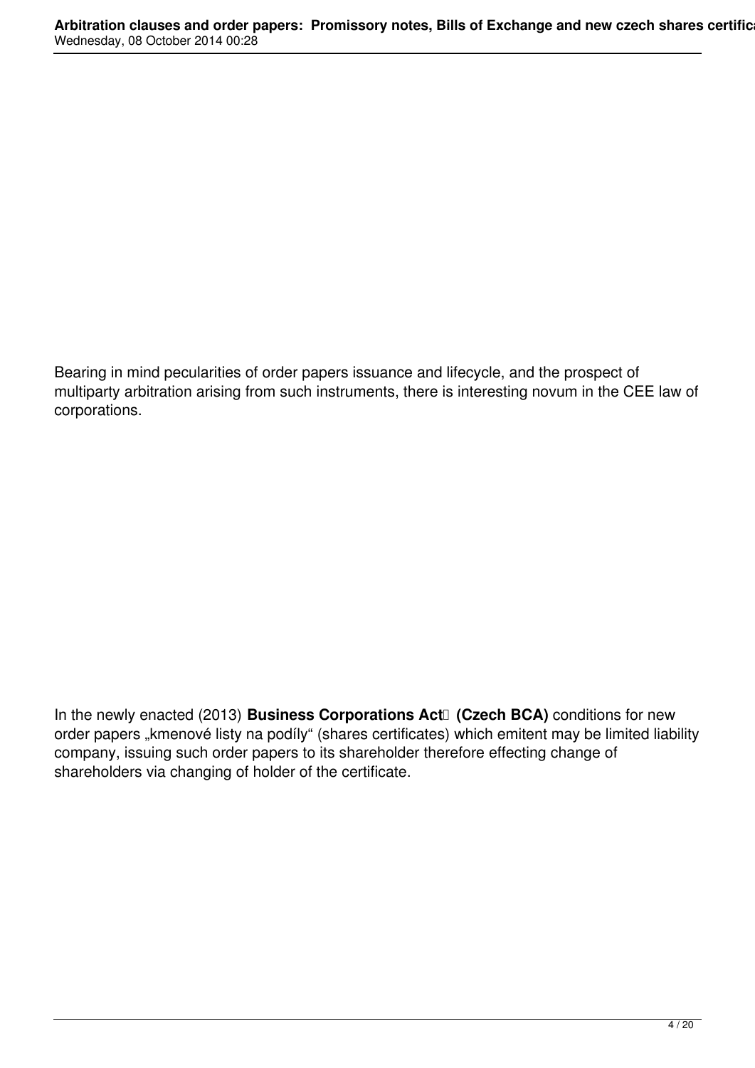Bearing in mind pecularities of order papers issuance and lifecycle, and the prospect of multiparty arbitration arising from such instruments, there is interesting novum in the CEE law of corporations.

In the newly enacted (2013) **Business Corporations Act (Czech BCA)** conditions for new order papers „kmenové listy na podíly“ (shares certificates) which emitent may be limited liability company, issuing such order papers to its shareholder therefore effecting change of shareholders via changing of holder of the certificate.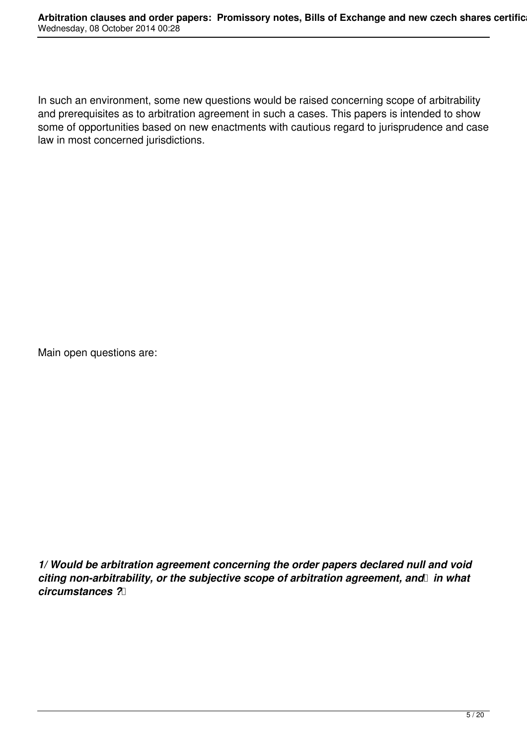In such an environment, some new questions would be raised concerning scope of arbitrability and prerequisites as to arbitration agreement in such a cases. This papers is intended to show some of opportunities based on new enactments with cautious regard to jurisprudence and case law in most concerned jurisdictions.

Main open questions are:

***1/ Would be arbitration agreement concerning the order papers declared null and void citing non-arbitrability, or the subjective scope of arbitration agreement, and in what circumstances ?***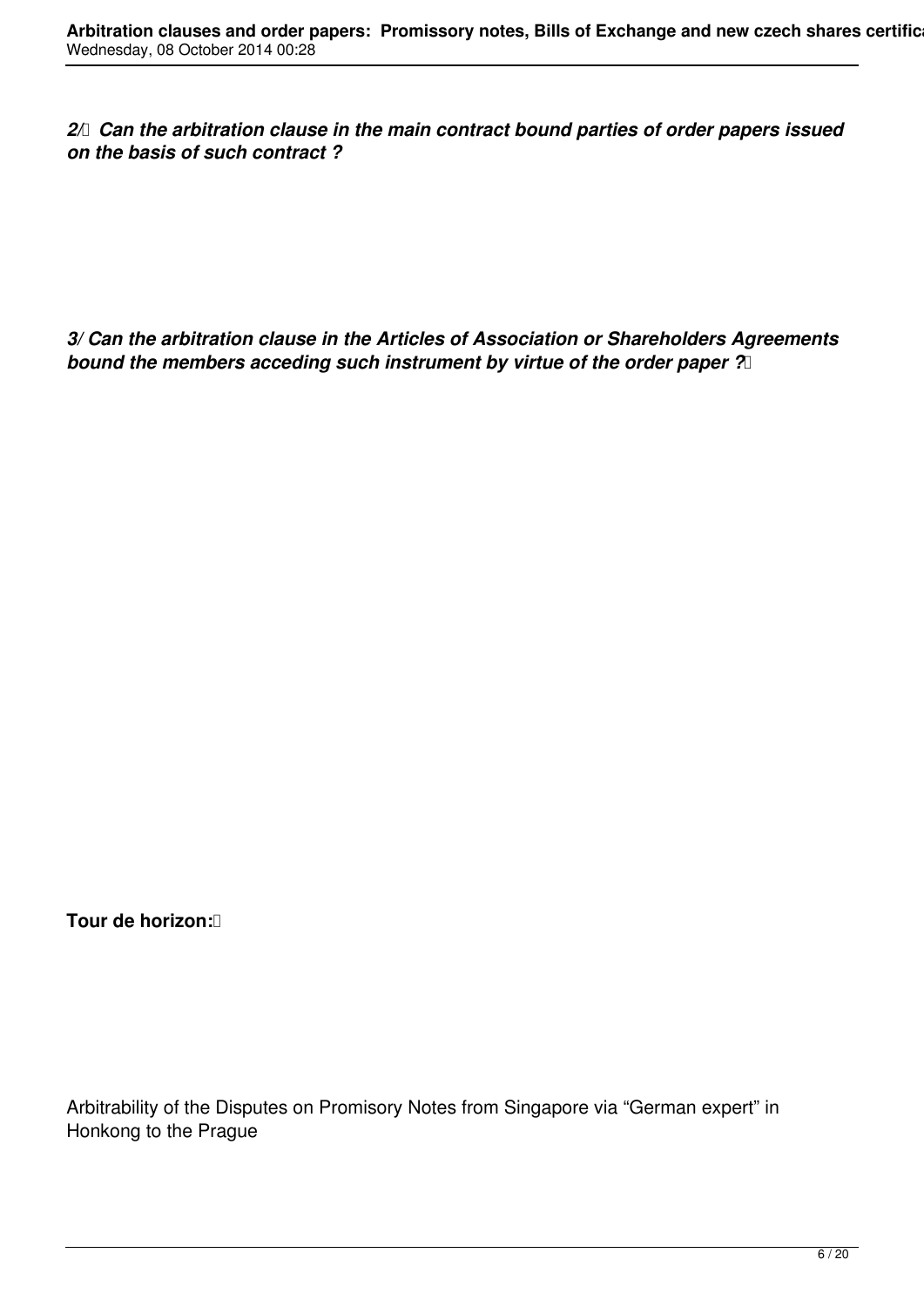***2/ Can the arbitration clause in the main contract bound parties of order papers issued on the basis of such contract ?***

***3/ Can the arbitration clause in the Articles of Association or Shareholders Agreements bound the members acceding such instrument by virtue of the order paper ?***

**Tour de horizon:**

Arbitrability of the Disputes on Promisory Notes from Singapore via “German expert” in Honkong to the Prague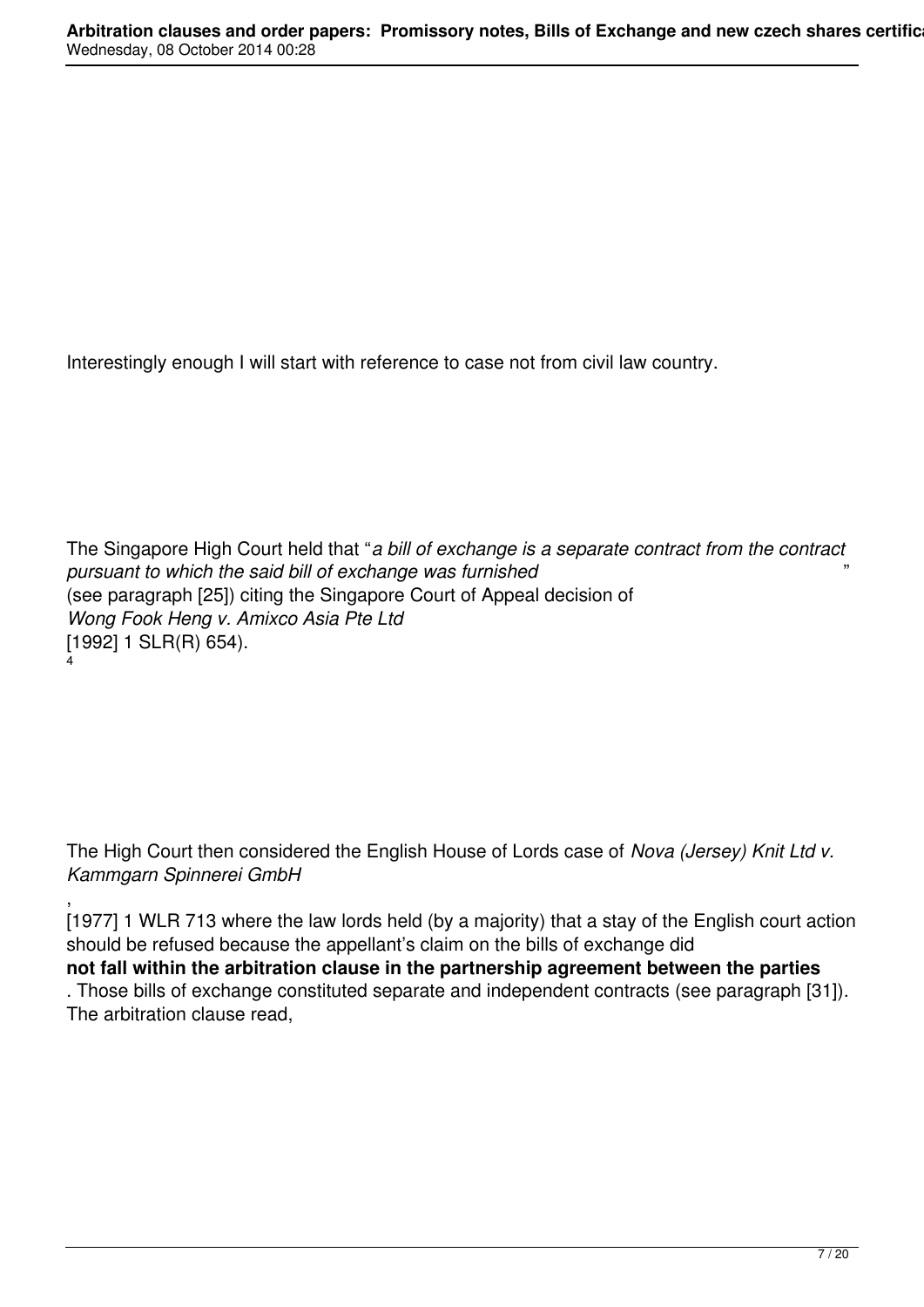Interestingly enough I will start with reference to case not from civil law country.

The Singapore High Court held that "*a bill of exchange is a separate contract from the contract pursuant to which the said bill of exchange was furnished*" (see paragraph [25]) citing the Singapore Court of Appeal decision of *Wong Fook Heng v. Amixco Asia Pte Ltd* [1992] 1 SLR(R) 654).[4]

The High Court then considered the English House of Lords case of *Nova (Jersey) Knit Ltd v. Kammgarn Spinnerei GmbH*, [1977] 1 WLR 713 where the law lords held (by a majority) that a stay of the English court action should be refused because the appellant's claim on the bills of exchange did **not fall within the arbitration clause in the partnership agreement between the parties**. Those bills of exchange constituted separate and independent contracts (see paragraph [31]). The arbitration clause read,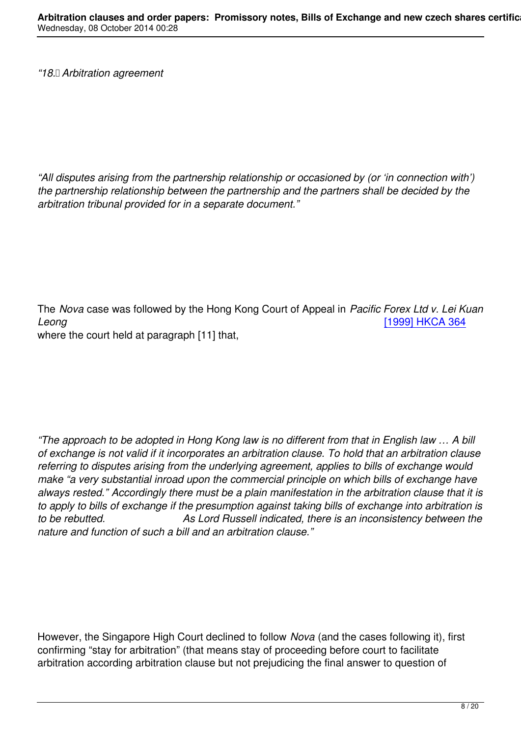*"18. Arbitration agreement*

*"All disputes arising from the partnership relationship or occasioned by (or 'in connection with') the partnership relationship between the partnership and the partners shall be decided by the arbitration tribunal provided for in a separate document."*

The *Nova* case was followed by the Hong Kong Court of Appeal in *Pacific Forex Ltd v. Lei Kuan Leong* [1999] HKCA 364 where the court held at paragraph [11] that,

*"The approach to be adopted in Hong Kong law is no different from that in English law … A bill of exchange is not valid if it incorporates an arbitration clause. To hold that an arbitration clause referring to disputes arising from the underlying agreement, applies to bills of exchange would make "a very substantial inroad upon the commercial principle on which bills of exchange have always rested." Accordingly there must be a plain manifestation in the arbitration clause that it is to apply to bills of exchange if the presumption against taking bills of exchange into arbitration is to be rebutted. As Lord Russell indicated, there is an inconsistency between the nature and function of such a bill and an arbitration clause."*

However, the Singapore High Court declined to follow *Nova* (and the cases following it), first confirming "stay for arbitration" (that means stay of proceeding before court to facilitate arbitration according arbitration clause but not prejudicing the final answer to question of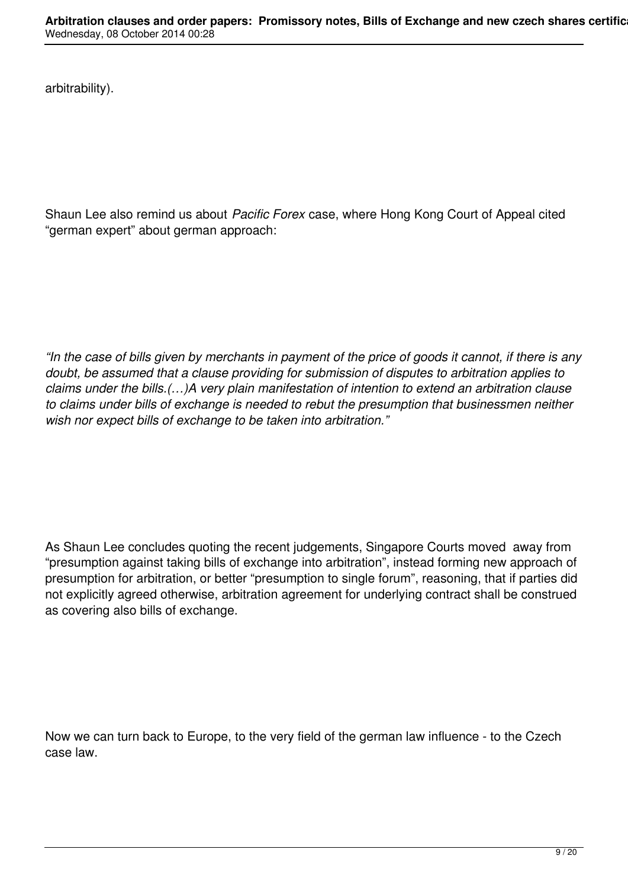arbitrability).

Shaun Lee also remind us about *Pacific Forex* case, where Hong Kong Court of Appeal cited “german expert” about german approach:

*“In the case of bills given by merchants in payment of the price of goods it cannot, if there is any doubt, be assumed that a clause providing for submission of disputes to arbitration applies to claims under the bills.(…)A very plain manifestation of intention to extend an arbitration clause to claims under bills of exchange is needed to rebut the presumption that businessmen neither wish nor expect bills of exchange to be taken into arbitration.”*

As Shaun Lee concludes quoting the recent judgements, Singapore Courts moved away from “presumption against taking bills of exchange into arbitration”, instead forming new approach of presumption for arbitration, or better “presumption to single forum”, reasoning, that if parties did not explicitly agreed otherwise, arbitration agreement for underlying contract shall be construed as covering also bills of exchange.

Now we can turn back to Europe, to the very field of the german law influence - to the Czech case law.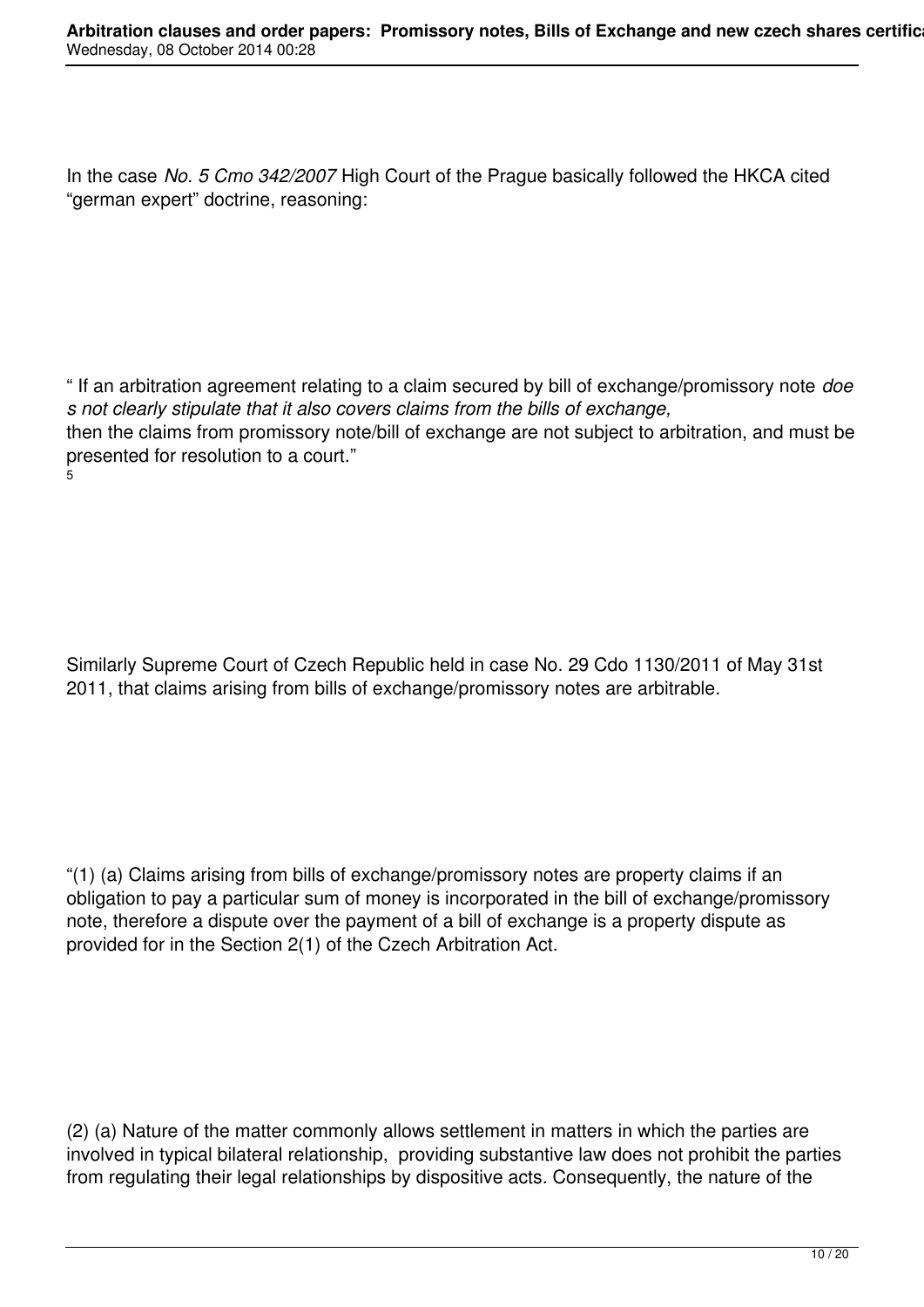In the case *No. 5 Cmo 342/2007* High Court of the Prague basically followed the HKCA cited "german expert" doctrine, reasoning:

" If an arbitration agreement relating to a claim secured by bill of exchange/promissory note *does not clearly stipulate that it also covers claims from the bills of exchange,* then the claims from promissory note/bill of exchange are not subject to arbitration, and must be presented for resolution to a court." [5]

Similarly Supreme Court of Czech Republic held in case No. 29 Cdo 1130/2011 of May 31st 2011, that claims arising from bills of exchange/promissory notes are arbitrable.

"(1) (a) Claims arising from bills of exchange/promissory notes are property claims if an obligation to pay a particular sum of money is incorporated in the bill of exchange/promissory note, therefore a dispute over the payment of a bill of exchange is a property dispute as provided for in the Section 2(1) of the Czech Arbitration Act.

(2) (a) Nature of the matter commonly allows settlement in matters in which the parties are involved in typical bilateral relationship, providing substantive law does not prohibit the parties from regulating their legal relationships by dispositive acts. Consequently, the nature of the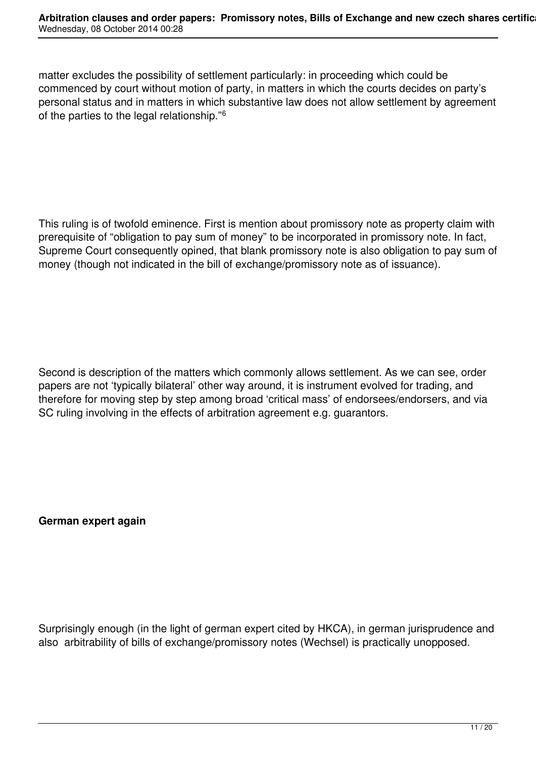matter excludes the possibility of settlement particularly: in proceeding which could be commenced by court without motion of party, in matters in which the courts decides on party's personal status and in matters in which substantive law does not allow settlement by agreement of the parties to the legal relationship."[6]

This ruling is of twofold eminence. First is mention about promissory note as property claim with prerequisite of "obligation to pay sum of money" to be incorporated in promissory note. In fact, Supreme Court consequently opined, that blank promissory note is also obligation to pay sum of money (though not indicated in the bill of exchange/promissory note as of issuance).

Second is description of the matters which commonly allows settlement. As we can see, order papers are not 'typically bilateral' other way around, it is instrument evolved for trading, and therefore for moving step by step among broad 'critical mass' of endorsees/endorsers, and via SC ruling involving in the effects of arbitration agreement e.g. guarantors.

**German expert again**

Surprisingly enough (in the light of german expert cited by HKCA), in german jurisprudence and also arbitrability of bills of exchange/promissory notes (Wechsel) is practically unopposed.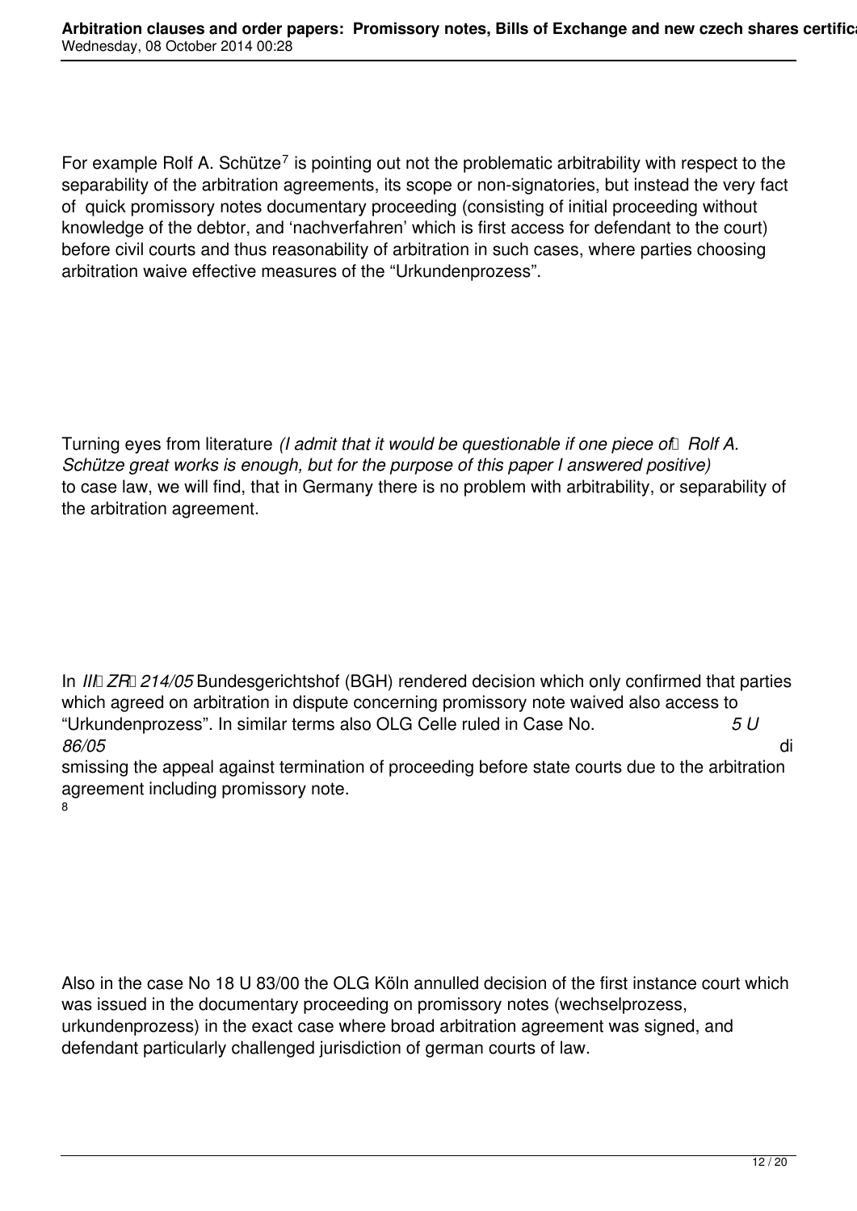For example Rolf A. Schütze[7] is pointing out not the problematic arbitrability with respect to the separability of the arbitration agreements, its scope or non-signatories, but instead the very fact of quick promissory notes documentary proceeding (consisting of initial proceeding without knowledge of the debtor, and 'nachverfahren' which is first access for defendant to the court) before civil courts and thus reasonability of arbitration in such cases, where parties choosing arbitration waive effective measures of the "Urkundenprozess".

Turning eyes from literature *(I admit that it would be questionable if one piece of Rolf A. Schütze great works is enough, but for the purpose of this paper I answered positive)* to case law, we will find, that in Germany there is no problem with arbitrability, or separability of the arbitration agreement.

In *III ZR 214/05* Bundesgerichtshof (BGH) rendered decision which only confirmed that parties which agreed on arbitration in dispute concerning promissory note waived also access to "Urkundenprozess". In similar terms also OLG Celle ruled in Case No. *5 U 86/05* dismissing the appeal against termination of proceeding before state courts due to the arbitration agreement including promissory note.[8]

Also in the case No 18 U 83/00 the OLG Köln annulled decision of the first instance court which was issued in the documentary proceeding on promissory notes (wechselprozess, urkundenprozess) in the exact case where broad arbitration agreement was signed, and defendant particularly challenged jurisdiction of german courts of law.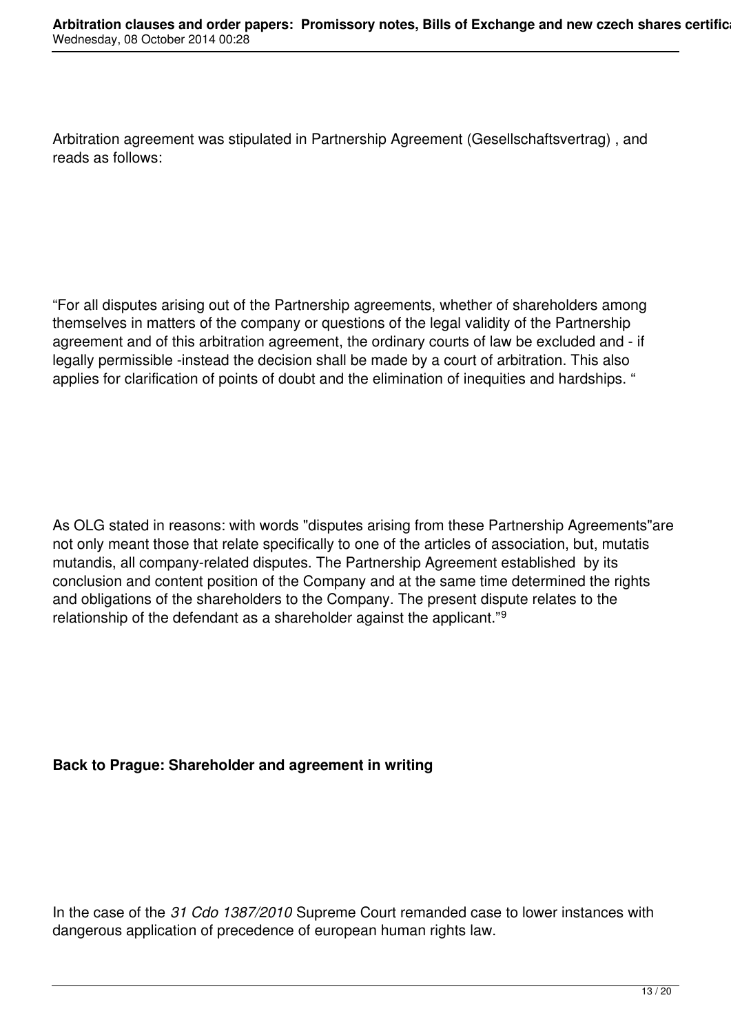Arbitration agreement was stipulated in Partnership Agreement (Gesellschaftsvertrag) , and reads as follows:

“For all disputes arising out of the Partnership agreements, whether of shareholders among themselves in matters of the company or questions of the legal validity of the Partnership agreement and of this arbitration agreement, the ordinary courts of law be excluded and - if legally permissible -instead the decision shall be made by a court of arbitration. This also applies for clarification of points of doubt and the elimination of inequities and hardships. “

As OLG stated in reasons: with words "disputes arising from these Partnership Agreements"are not only meant those that relate specifically to one of the articles of association, but, mutatis mutandis, all company-related disputes. The Partnership Agreement established by its conclusion and content position of the Company and at the same time determined the rights and obligations of the shareholders to the Company. The present dispute relates to the relationship of the defendant as a shareholder against the applicant.”[9]

**Back to Prague: Shareholder and agreement in writing**

In the case of the *31 Cdo 1387/2010* Supreme Court remanded case to lower instances with dangerous application of precedence of european human rights law.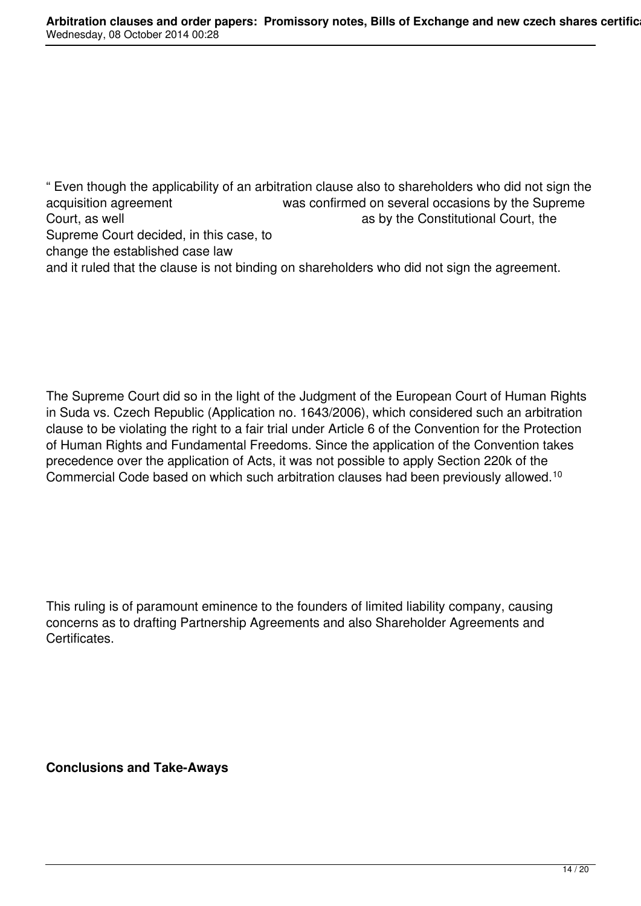" Even though the applicability of an arbitration clause also to shareholders who did not sign the acquisition agreement was confirmed on several occasions by the Supreme Court, as well as by the Constitutional Court, the Supreme Court decided, in this case, to change the established case law and it ruled that the clause is not binding on shareholders who did not sign the agreement.

The Supreme Court did so in the light of the Judgment of the European Court of Human Rights in Suda vs. Czech Republic (Application no. 1643/2006), which considered such an arbitration clause to be violating the right to a fair trial under Article 6 of the Convention for the Protection of Human Rights and Fundamental Freedoms. Since the application of the Convention takes precedence over the application of Acts, it was not possible to apply Section 220k of the Commercial Code based on which such arbitration clauses had been previously allowed.[10]

This ruling is of paramount eminence to the founders of limited liability company, causing concerns as to drafting Partnership Agreements and also Shareholder Agreements and Certificates.

**Conclusions and Take-Aways**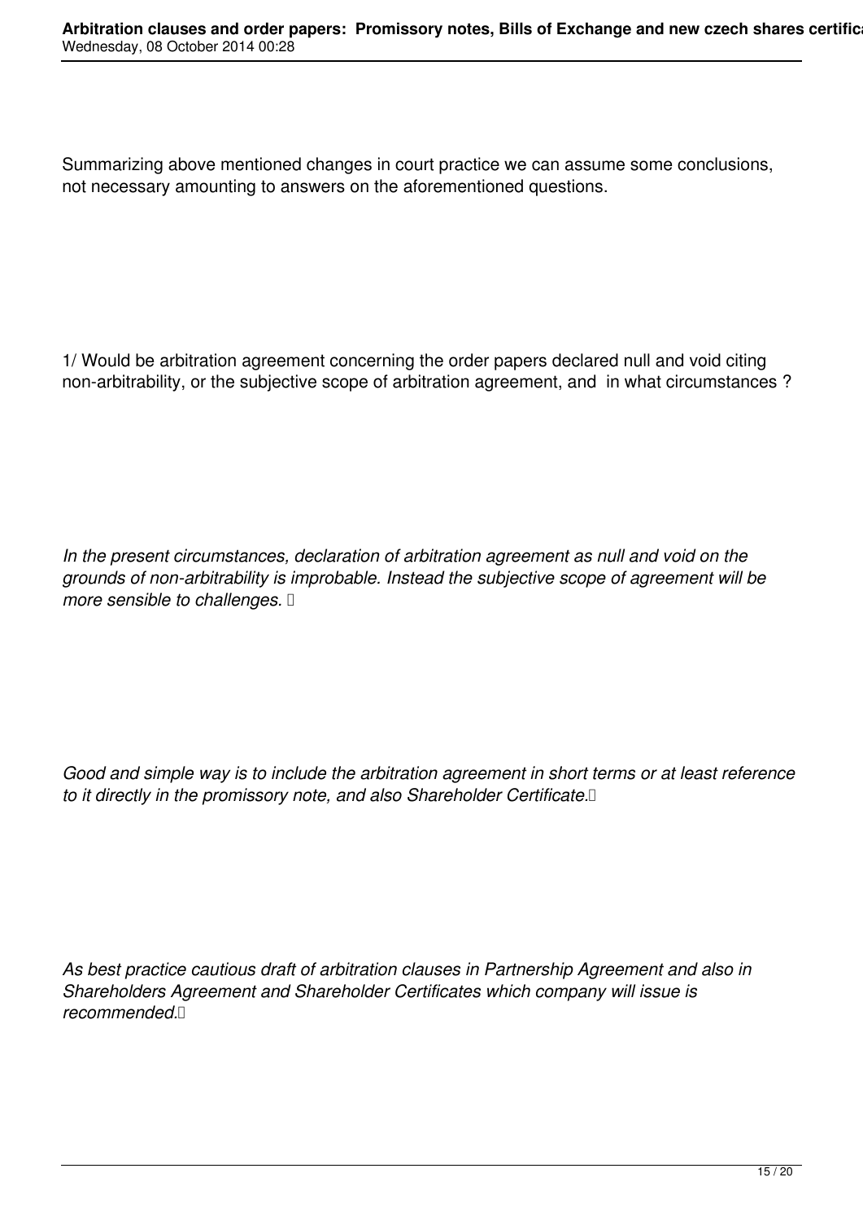Summarizing above mentioned changes in court practice we can assume some conclusions, not necessary amounting to answers on the aforementioned questions.

1/ Would be arbitration agreement concerning the order papers declared null and void citing non-arbitrability, or the subjective scope of arbitration agreement, and in what circumstances ?

*In the present circumstances, declaration of arbitration agreement as null and void on the grounds of non-arbitrability is improbable. Instead the subjective scope of agreement will be more sensible to challenges.*

*Good and simple way is to include the arbitration agreement in short terms or at least reference to it directly in the promissory note, and also Shareholder Certificate.*

*As best practice cautious draft of arbitration clauses in Partnership Agreement and also in Shareholders Agreement and Shareholder Certificates which company will issue is recommended.*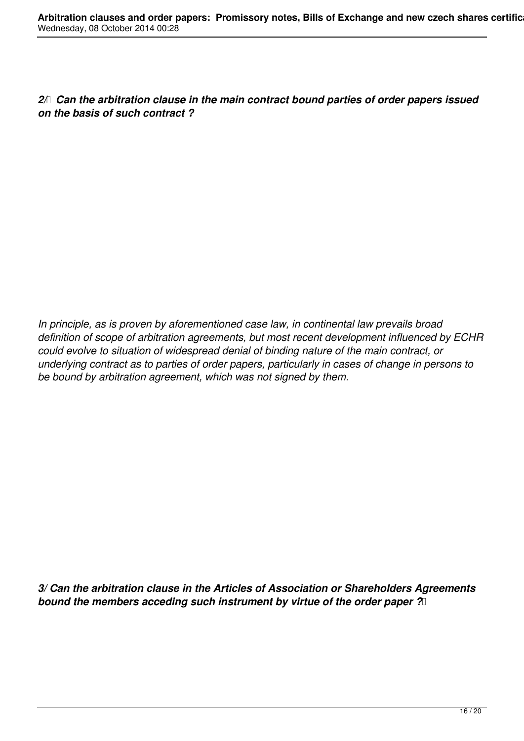***2/ Can the arbitration clause in the main contract bound parties of order papers issued on the basis of such contract ?***

*In principle, as is proven by aforementioned case law, in continental law prevails broad definition of scope of arbitration agreements, but most recent development influenced by ECHR could evolve to situation of widespread denial of binding nature of the main contract, or underlying contract as to parties of order papers, particularly in cases of change in persons to be bound by arbitration agreement, which was not signed by them.*

***3/ Can the arbitration clause in the Articles of Association or Shareholders Agreements bound the members acceding such instrument by virtue of the order paper ?***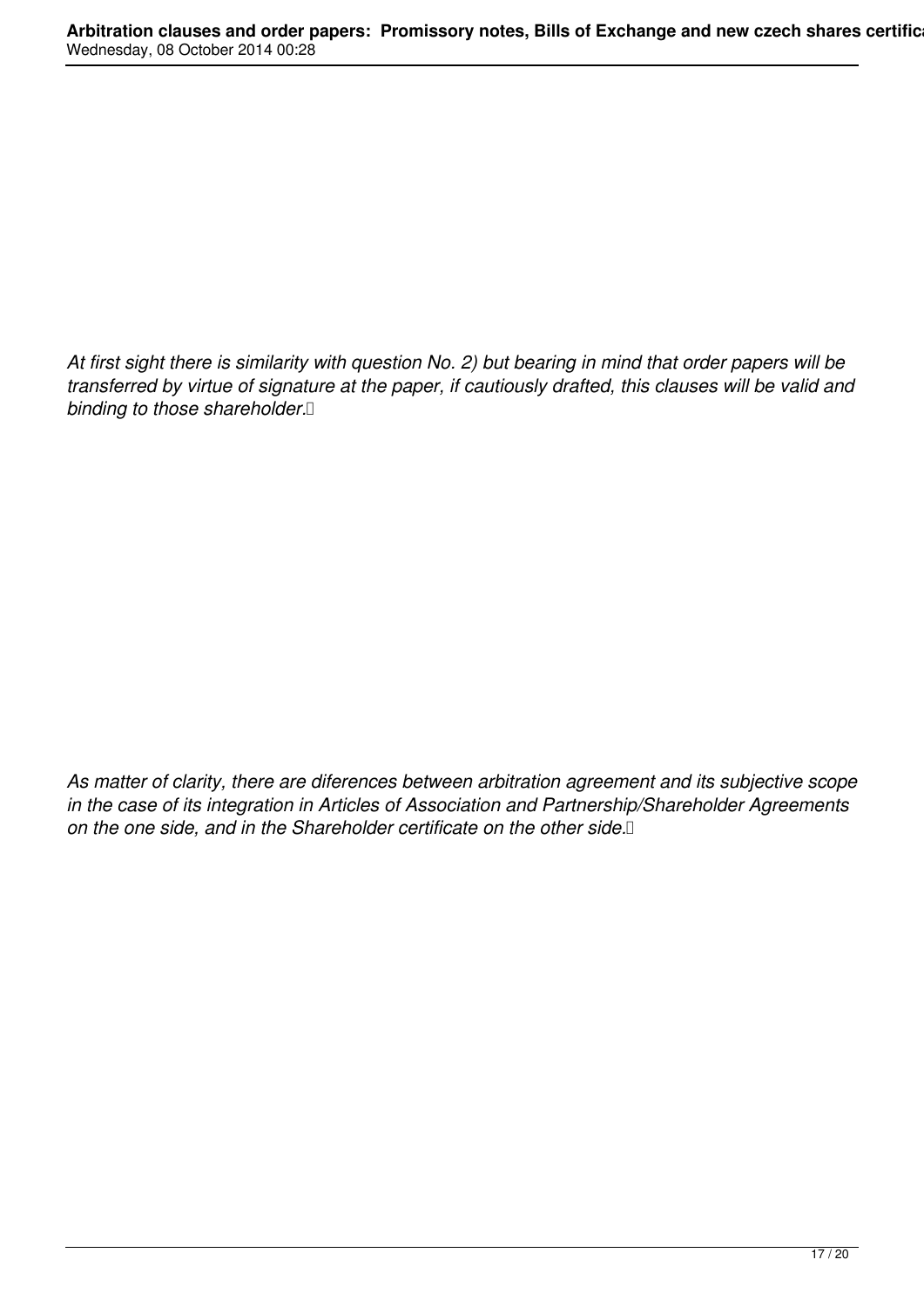*At first sight there is similarity with question No. 2) but bearing in mind that order papers will be transferred by virtue of signature at the paper, if cautiously drafted, this clauses will be valid and binding to those shareholder.*

*As matter of clarity, there are diferences between arbitration agreement and its subjective scope in the case of its integration in Articles of Association and Partnership/Shareholder Agreements on the one side, and in the Shareholder certificate on the other side.*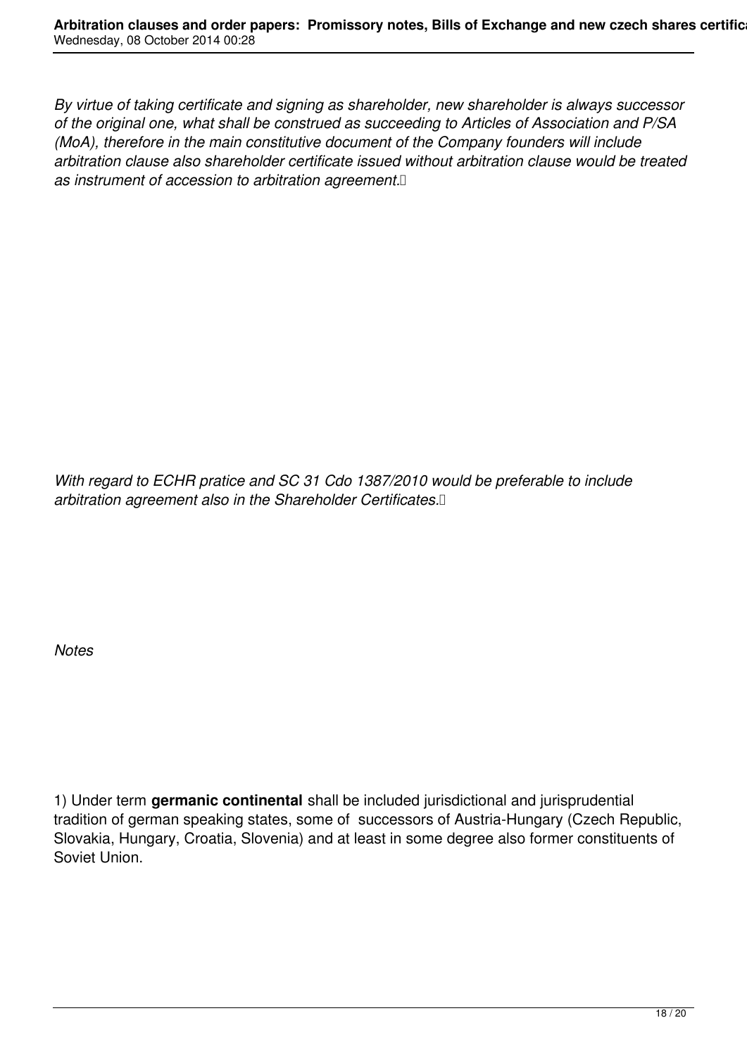*By virtue of taking certificate and signing as shareholder, new shareholder is always successor of the original one, what shall be construed as succeeding to Articles of Association and P/SA (MoA), therefore in the main constitutive document of the Company founders will include arbitration clause also shareholder certificate issued without arbitration clause would be treated as instrument of accession to arbitration agreement.*

*With regard to ECHR pratice and SC 31 Cdo 1387/2010 would be preferable to include arbitration agreement also in the Shareholder Certificates.*

*Notes*

1) Under term **germanic continental** shall be included jurisdictional and jurisprudential tradition of german speaking states, some of successors of Austria-Hungary (Czech Republic, Slovakia, Hungary, Croatia, Slovenia) and at least in some degree also former constituents of Soviet Union.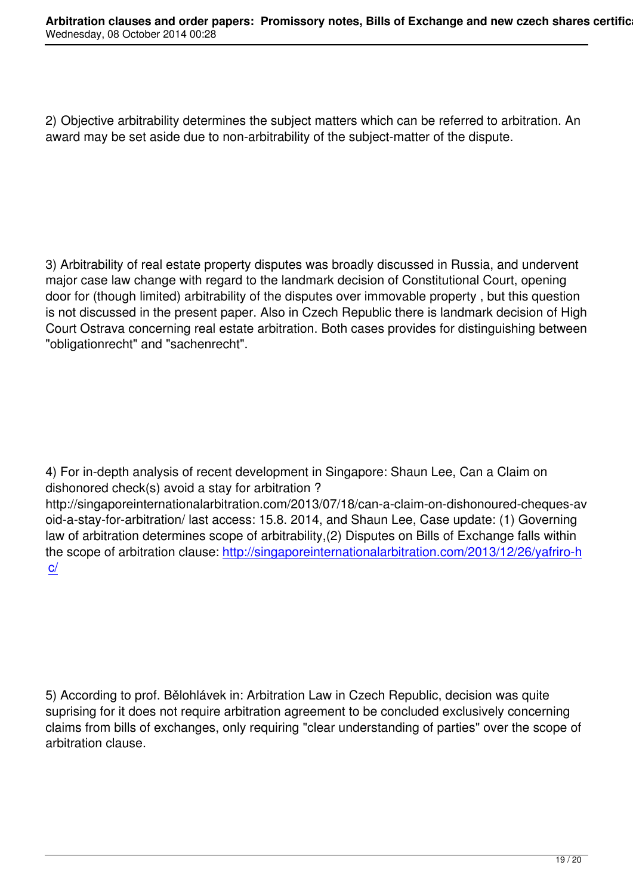2) Objective arbitrability determines the subject matters which can be referred to arbitration. An award may be set aside due to non-arbitrability of the subject-matter of the dispute.

3) Arbitrability of real estate property disputes was broadly discussed in Russia, and undervent major case law change with regard to the landmark decision of Constitutional Court, opening door for (though limited) arbitrability of the disputes over immovable property , but this question is not discussed in the present paper. Also in Czech Republic there is landmark decision of High Court Ostrava concerning real estate arbitration. Both cases provides for distinguishing between "obligationrecht" and "sachenrecht".

4) For in-depth analysis of recent development in Singapore: Shaun Lee, Can a Claim on dishonored check(s) avoid a stay for arbitration ? http://singaporeinternationalarbitration.com/2013/07/18/can-a-claim-on-dishonoured-cheques-avoid-a-stay-for-arbitration/ last access: 15.8. 2014, and Shaun Lee, Case update: (1) Governing law of arbitration determines scope of arbitrability,(2) Disputes on Bills of Exchange falls within the scope of arbitration clause: http://singaporeinternationalarbitration.com/2013/12/26/yafriro-hc/

5) According to prof. Bělohlávek in: Arbitration Law in Czech Republic, decision was quite suprising for it does not require arbitration agreement to be concluded exclusively concerning claims from bills of exchanges, only requiring "clear understanding of parties" over the scope of arbitration clause.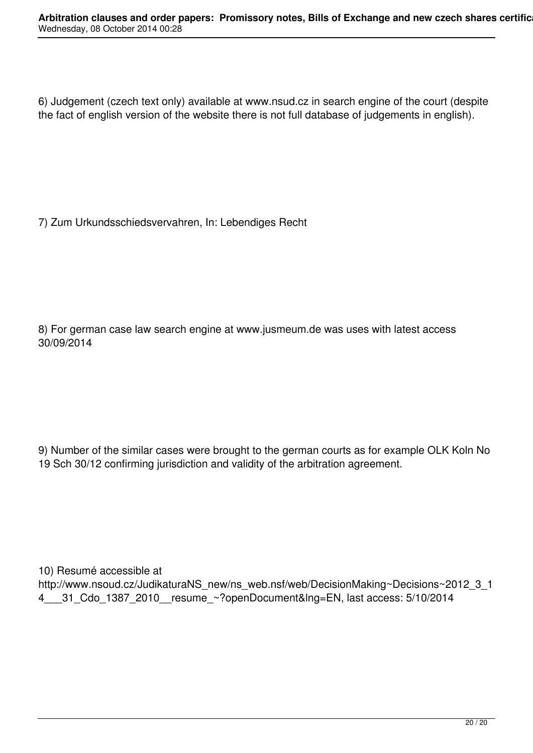6) Judgement (czech text only) available at www.nsud.cz in search engine of the court (despite the fact of english version of the website there is not full database of judgements in english).

7) Zum Urkundsschiedsvervahren, In: Lebendiges Recht

8) For german case law search engine at www.jusmeum.de was uses with latest access 30/09/2014

9) Number of the similar cases were brought to the german courts as for example OLK Koln No 19 Sch 30/12 confirming jurisdiction and validity of the arbitration agreement.

10) Resumé accessible at http://www.nsoud.cz/JudikaturaNS_new/ns_web.nsf/web/DecisionMaking~Decisions~2012_3_14___31_Cdo_1387_2010__resume_~?openDocument&lng=EN, last access: 5/10/2014